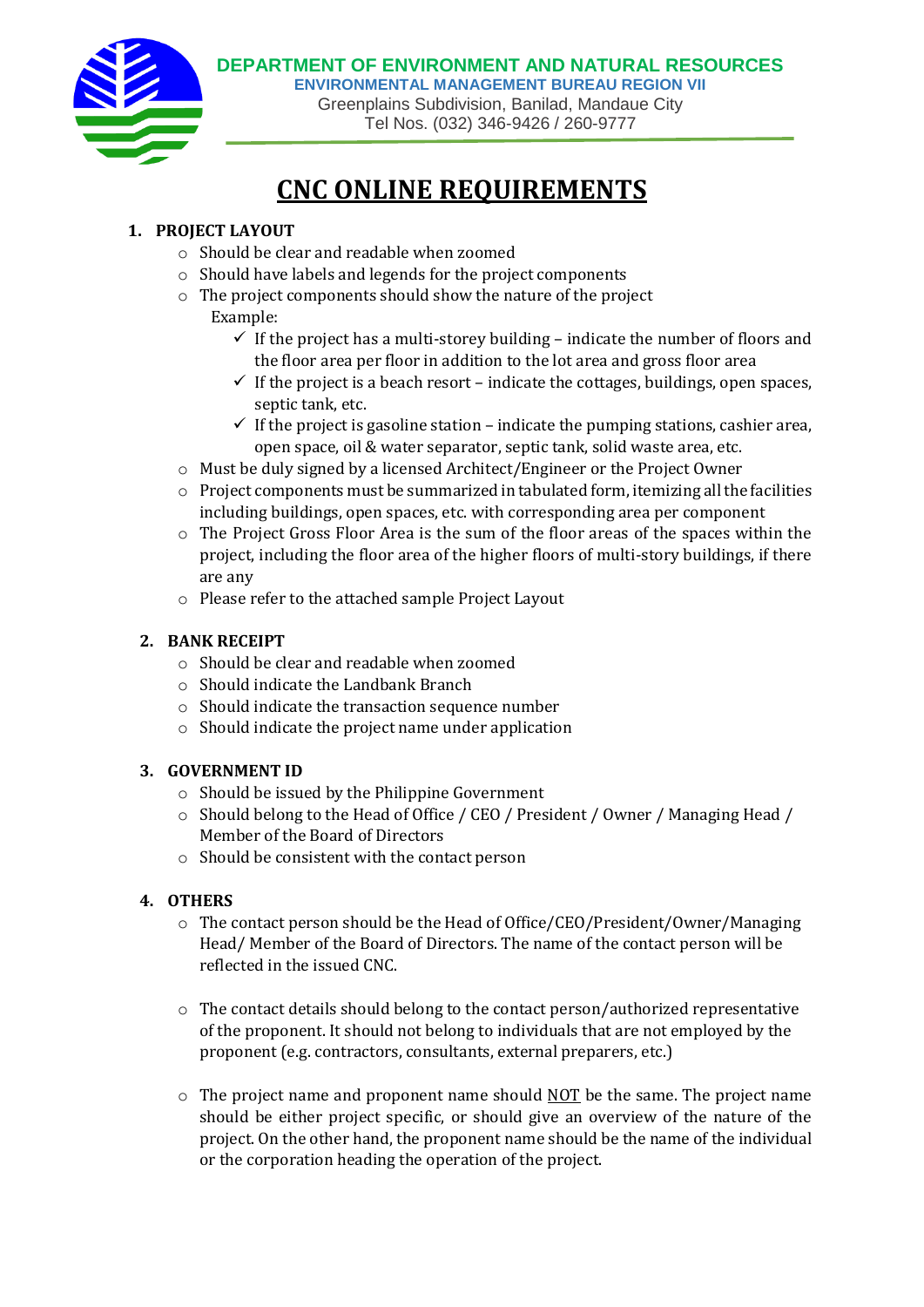**DEPARTMENT OF ENVIRONMENT AND NATURAL RESOURCES**
**ENVIRONMENTAL MANAGEMENT BUREAU REGION VII**
Greenplains Subdivision, Banilad, Mandaue City
Tel Nos. (032) 346-9426 / 260-9777

# CNC ONLINE REQUIREMENTS

1. **PROJECT LAYOUT**
   - Should be clear and readable when zoomed
   - Should have labels and legends for the project components
   - The project components should show the nature of the project

     Example:
     - ✓ If the project has a multi-storey building – indicate the number of floors and the floor area per floor in addition to the lot area and gross floor area
     - ✓ If the project is a beach resort – indicate the cottages, buildings, open spaces, septic tank, etc.
     - ✓ If the project is gasoline station – indicate the pumping stations, cashier area, open space, oil & water separator, septic tank, solid waste area, etc.
   - Must be duly signed by a licensed Architect/Engineer or the Project Owner
   - Project components must be summarized in tabulated form, itemizing all the facilities including buildings, open spaces, etc. with corresponding area per component
   - The Project Gross Floor Area is the sum of the floor areas of the spaces within the project, including the floor area of the higher floors of multi-story buildings, if there are any
   - Please refer to the attached sample Project Layout

2. **BANK RECEIPT**
   - Should be clear and readable when zoomed
   - Should indicate the Landbank Branch
   - Should indicate the transaction sequence number
   - Should indicate the project name under application

3. **GOVERNMENT ID**
   - Should be issued by the Philippine Government
   - Should belong to the Head of Office / CEO / President / Owner / Managing Head / Member of the Board of Directors
   - Should be consistent with the contact person

4. **OTHERS**
   - The contact person should be the Head of Office/CEO/President/Owner/Managing Head/ Member of the Board of Directors. The name of the contact person will be reflected in the issued CNC.

   - The contact details should belong to the contact person/authorized representative of the proponent. It should not belong to individuals that are not employed by the proponent (e.g. contractors, consultants, external preparers, etc.)

   - The project name and proponent name should <u>NOT</u> be the same. The project name should be either project specific, or should give an overview of the nature of the project. On the other hand, the proponent name should be the name of the individual or the corporation heading the operation of the project.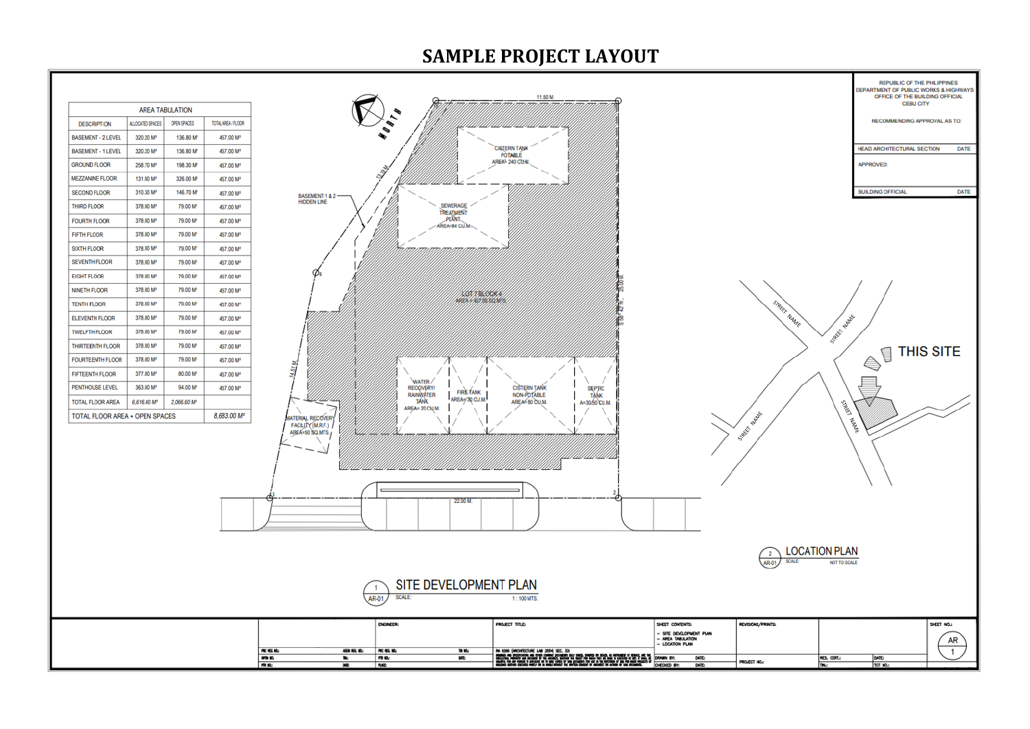# SAMPLE PROJECT LAYOUT

| AREA TABULATION | | | |
|---|---|---|---|
| DESCRIPTION | ALLOCATED SPACES | OPEN SPACES | TOTAL AREA / FLOOR |
| BASEMENT - 2 LEVEL | 320.20 M² | 136.80 M² | 457.00 M² |
| BASEMENT - 1 LEVEL | 320.20 M² | 136.80 M² | 457.00 M² |
| GROUND FLOOR | 258.70 M² | 198.30 M² | 457.00 M² |
| MEZZANINE FLOOR | 131.00 M² | 326.00 M² | 457.00 M² |
| SECOND FLOOR | 310.30 M² | 146.70 M² | 457.00 M² |
| THIRD FLOOR | 378.00 M² | 79.00 M² | 457.00 M² |
| FOURTH FLOOR | 378.00 M² | 79.00 M² | 457.00 M² |
| FIFTH FLOOR | 378.00 M² | 79.00 M² | 457.00 M² |
| SIXTH FLOOR | 378.00 M² | 79.00 M² | 457.00 M² |
| SEVENTH FLOOR | 378.00 M² | 79.00 M² | 457.00 M² |
| EIGHT FLOOR | 378.00 M² | 79.00 M² | 457.00 M² |
| NINETH FLOOR | 378.00 M² | 79.00 M² | 457.00 M² |
| TENTH FLOOR | 378.00 M² | 79.00 M² | 457.00 M² |
| ELEVENTH FLOOR | 378.00 M² | 79.00 M² | 457.00 M² |
| TWELFTH FLOOR | 378.00 M² | 79.00 M² | 457.00 M² |
| THIRTEENTH FLOOR | 378.00 M² | 79.00 M² | 457.00 M² |
| FOURTEENTH FLOOR | 378.00 M² | 79.00 M² | 457.00 M² |
| FIFTEENTH FLOOR | 377.00 M² | 80.00 M² | 457.00 M² |
| PENTHOUSE LEVEL | 363.00 M² | 94.00 M² | 457.00 M² |
| TOTAL FLOOR AREA | 6,616.40 M² | 2,066.60 M² | |
| TOTAL FLOOR AREA + OPEN SPACES | | | 8,683.00 M² |

NORTH

11.50 M.

13.39 M.

BASEMENT 1 & 2 HIDDEN LINE

CISTERN TANK POTABLE AREA= 240 CU.M.

SEWERAGE TREATMENT PLANT AREA=84 CU.M.

LOT 7 BLOCK 4 AREA = 457.00 SQ.MTS.

25.00 M.

14.51 M.

WATER RECOVERY/ RAINWATER TANK AREA= 20 CU.M.

FIRE TANK AREA= 30 CU.M.

CISTERN TANK NON-POTABLE AREA= 80 CU.M.

SEPTIC TANK A=30.50 CU.M.

MATERIAL RECOVERY FACILITY (M.R.F.) AREA=50 SQ.MTS.

22.00 M.

1 AR-01 SITE DEVELOPMENT PLAN SCALE: 1 : 100 MTS.

STREET NAME

STREET NAME

STREET NAME

STREET NAME

THIS SITE

2 AR-01 LOCATION PLAN SCALE: NOT TO SCALE

REPUBLIC OF THE PHILIPPINES
DEPARTMENT OF PUBLIC WORKS & HIGHWAYS
OFFICE OF THE BUILDING OFFICIAL
CEBU CITY

RECOMMENDING APPROVAL AS TO:

HEAD ARCHITECTURAL SECTION | DATE

APPROVED:

BUILDING OFFICIAL | DATE

ENGINEER:

PROJECT TITLE:

SHEET CONTENTS:
- SITE DEVELOPMENT PLAN
- AREA TABULATION
- LOCATION PLAN

REVISIONS/PRINTS:

SHEET NO.: AR 1

PRC REG NO.: | ASEAN REG. NO.: | PRC REG. NO.: | TIN NO.:

APEM NO.: | TIN: | PTR NO.: | DATE:

PTR NO.: | DATE: | PLACE:

RA 9266 (ARCHITECTURE LAW 2004) SEC. 33:

DRAWN BY: | DATE:

CHECKED BY: | DATE:

PROJECT NO.:

RES. CERT.: | DATE:

TIN: | TCT NO.: